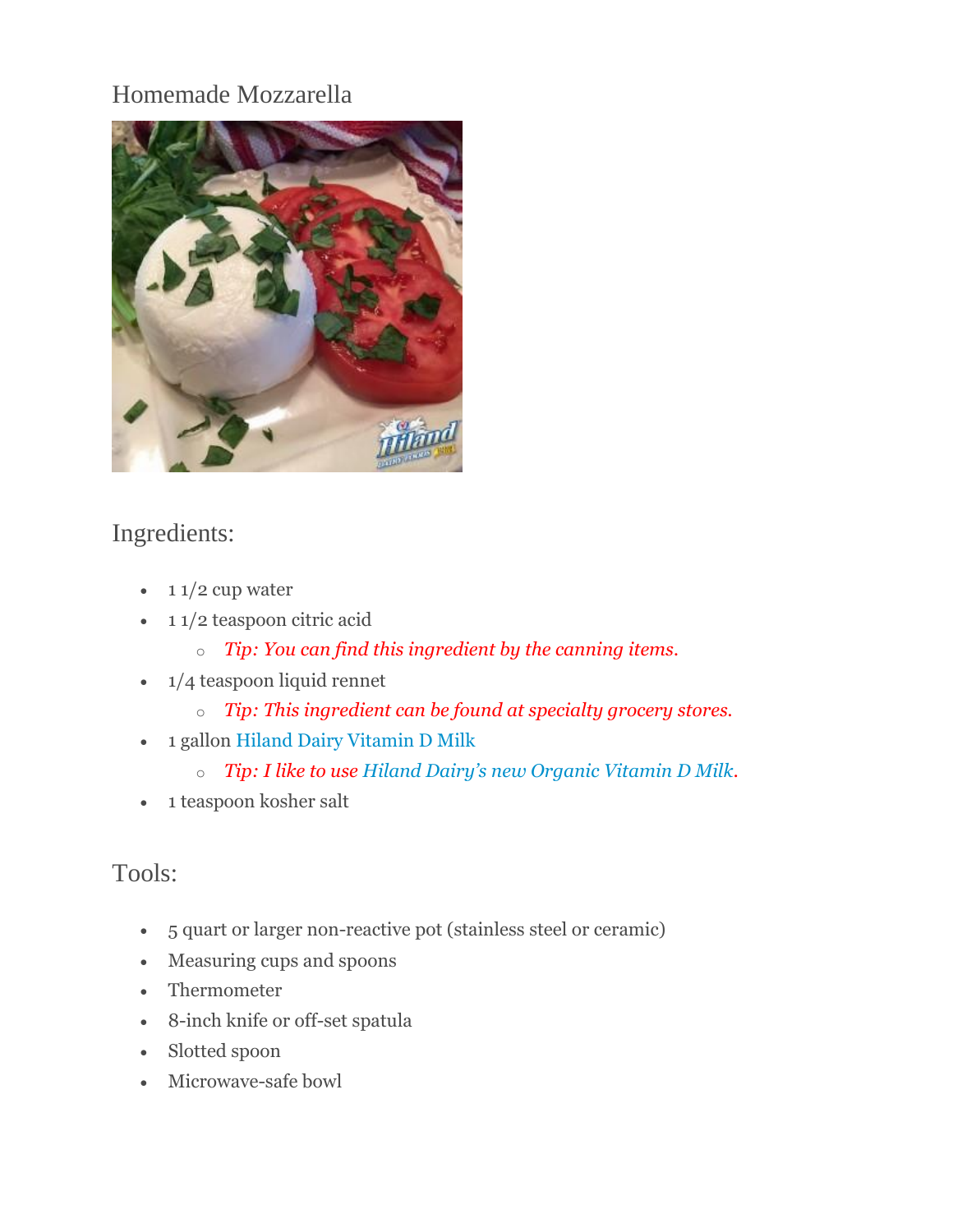# Homemade Mozzarella

## Ingredients:

- 1 1/2 cup water
- 1 1/2 teaspoon citric acid
  - *Tip: You can find this ingredient by the canning items.*
- 1/4 teaspoon liquid rennet
  - *Tip: This ingredient can be found at specialty grocery stores.*
- 1 gallon Hiland Dairy Vitamin D Milk
  - *Tip: I like to use Hiland Dairy's new Organic Vitamin D Milk.*
- 1 teaspoon kosher salt

## Tools:

- 5 quart or larger non-reactive pot (stainless steel or ceramic)
- Measuring cups and spoons
- Thermometer
- 8-inch knife or off-set spatula
- Slotted spoon
- Microwave-safe bowl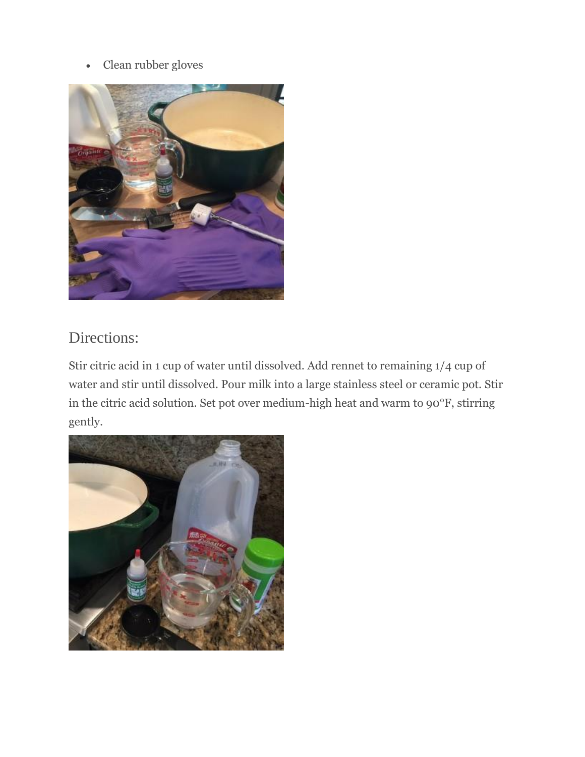- Clean rubber gloves

## Directions:

Stir citric acid in 1 cup of water until dissolved. Add rennet to remaining 1/4 cup of water and stir until dissolved. Pour milk into a large stainless steel or ceramic pot. Stir in the citric acid solution. Set pot over medium-high heat and warm to 90°F, stirring gently.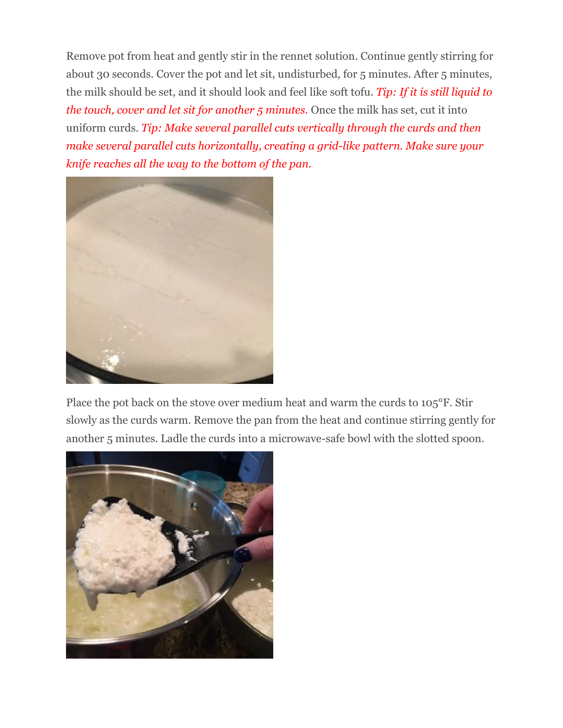Remove pot from heat and gently stir in the rennet solution. Continue gently stirring for about 30 seconds. Cover the pot and let sit, undisturbed, for 5 minutes. After 5 minutes, the milk should be set, and it should look and feel like soft tofu. *Tip: If it is still liquid to the touch, cover and let sit for another 5 minutes.* Once the milk has set, cut it into uniform curds. *Tip: Make several parallel cuts vertically through the curds and then make several parallel cuts horizontally, creating a grid-like pattern. Make sure your knife reaches all the way to the bottom of the pan.*

Place the pot back on the stove over medium heat and warm the curds to 105°F. Stir slowly as the curds warm. Remove the pan from the heat and continue stirring gently for another 5 minutes. Ladle the curds into a microwave-safe bowl with the slotted spoon.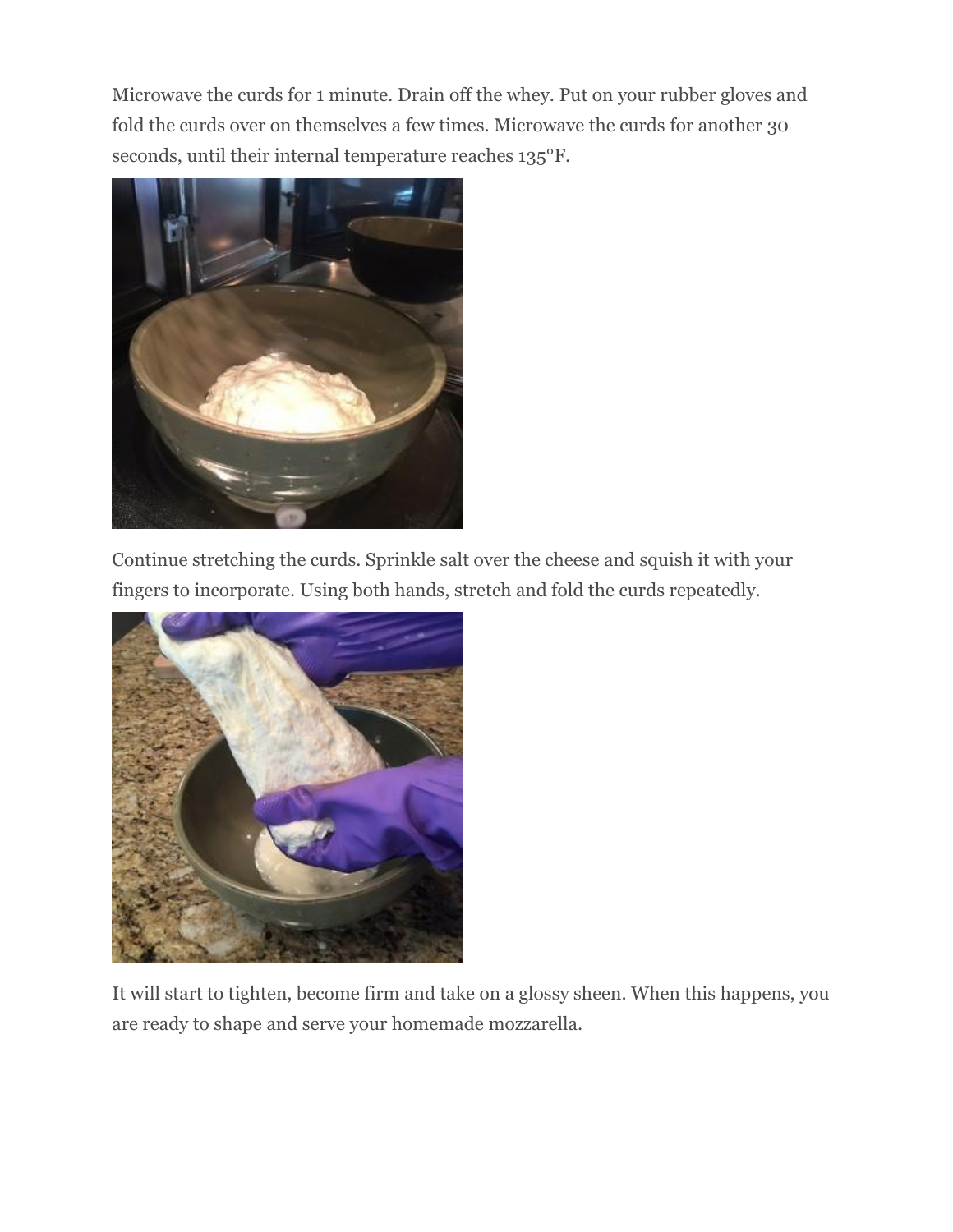Microwave the curds for 1 minute. Drain off the whey. Put on your rubber gloves and fold the curds over on themselves a few times. Microwave the curds for another 30 seconds, until their internal temperature reaches 135°F.

Continue stretching the curds. Sprinkle salt over the cheese and squish it with your fingers to incorporate. Using both hands, stretch and fold the curds repeatedly.

It will start to tighten, become firm and take on a glossy sheen. When this happens, you are ready to shape and serve your homemade mozzarella.